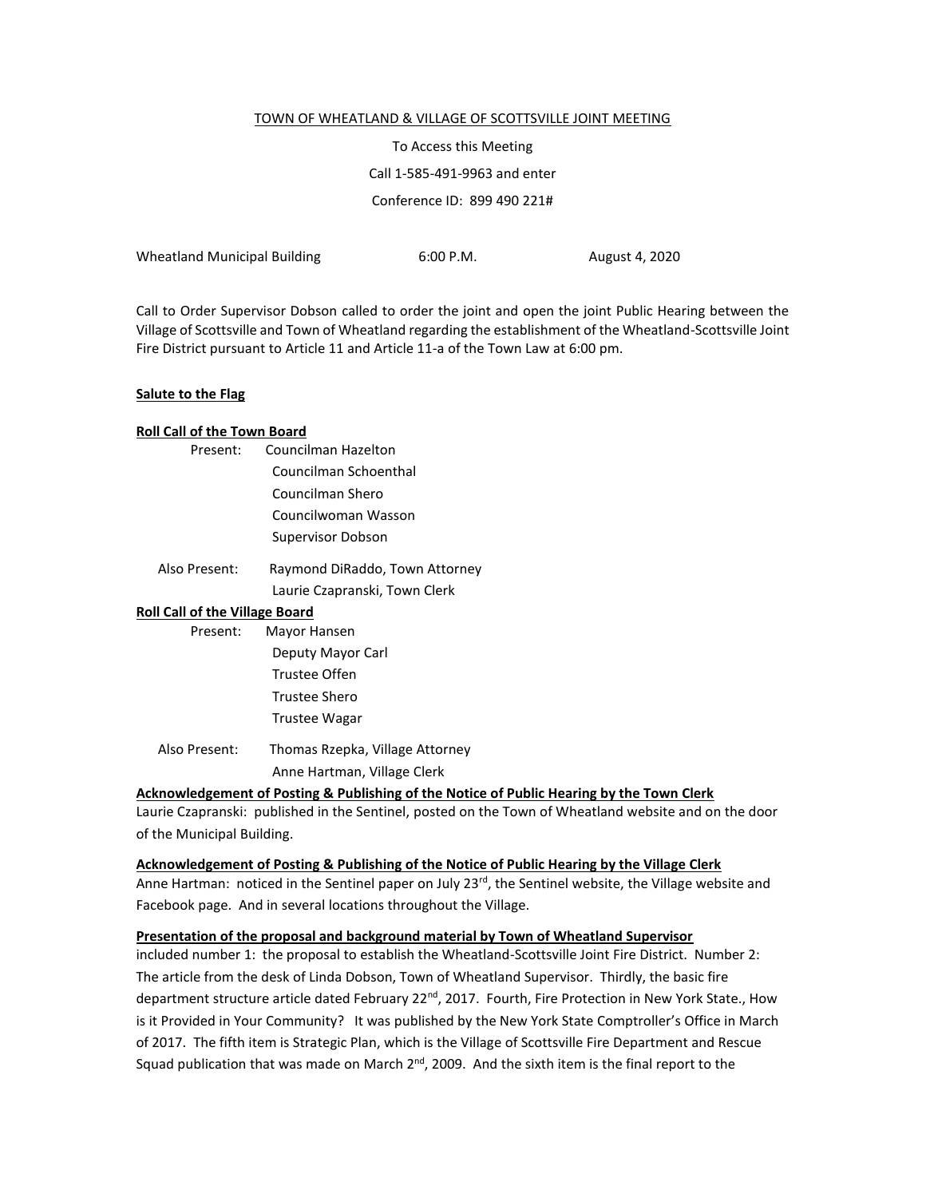TOWN OF WHEATLAND & VILLAGE OF SCOTTSVILLE JOINT MEETING

To Access this Meeting

Call 1-585-491-9963 and enter

Conference ID: 899 490 221#

Wheatland Municipal Building 6:00 P.M. August 4, 2020

Call to Order Supervisor Dobson called to order the joint and open the joint Public Hearing between the Village of Scottsville and Town of Wheatland regarding the establishment of the Wheatland-Scottsville Joint Fire District pursuant to Article 11 and Article 11-a of the Town Law at 6:00 pm.

**Salute to the Flag**

**Roll Call of the Town Board**

Present: Councilman Hazelton
Councilman Schoenthal
Councilman Shero
Councilwoman Wasson
Supervisor Dobson

Also Present: Raymond DiRaddo, Town Attorney
Laurie Czapranski, Town Clerk

**Roll Call of the Village Board**

Present: Mayor Hansen
Deputy Mayor Carl
Trustee Offen
Trustee Shero
Trustee Wagar

Also Present: Thomas Rzepka, Village Attorney
Anne Hartman, Village Clerk

**Acknowledgement of Posting & Publishing of the Notice of Public Hearing by the Town Clerk**

Laurie Czapranski: published in the Sentinel, posted on the Town of Wheatland website and on the door of the Municipal Building.

**Acknowledgement of Posting & Publishing of the Notice of Public Hearing by the Village Clerk**

Anne Hartman: noticed in the Sentinel paper on July 23rd, the Sentinel website, the Village website and Facebook page. And in several locations throughout the Village.

**Presentation of the proposal and background material by Town of Wheatland Supervisor**

included number 1: the proposal to establish the Wheatland-Scottsville Joint Fire District. Number 2: The article from the desk of Linda Dobson, Town of Wheatland Supervisor. Thirdly, the basic fire department structure article dated February 22nd, 2017. Fourth, Fire Protection in New York State., How is it Provided in Your Community? It was published by the New York State Comptroller's Office in March of 2017. The fifth item is Strategic Plan, which is the Village of Scottsville Fire Department and Rescue Squad publication that was made on March 2nd, 2009. And the sixth item is the final report to the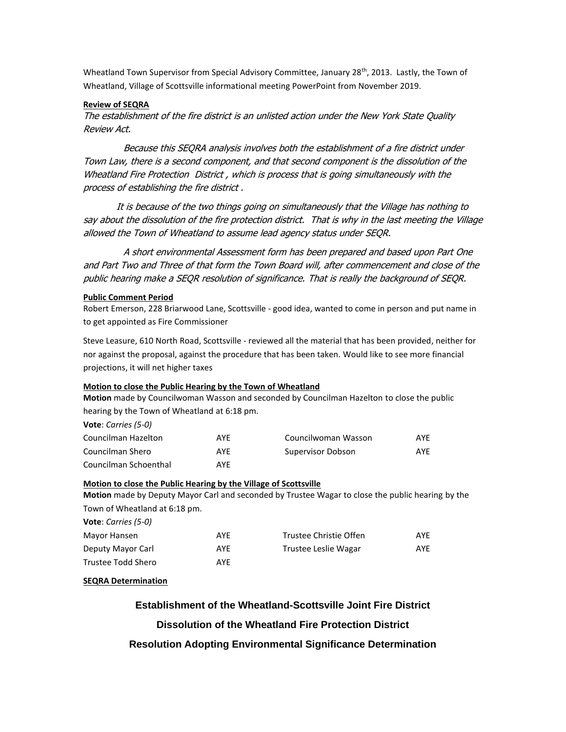Wheatland Town Supervisor from Special Advisory Committee, January 28th, 2013. Lastly, the Town of Wheatland, Village of Scottsville informational meeting PowerPoint from November 2019.

**Review of SEQRA**

*The establishment of the fire district is an unlisted action under the New York State Quality Review Act.*

*Because this SEQRA analysis involves both the establishment of a fire district under Town Law, there is a second component, and that second component is the dissolution of the Wheatland Fire Protection District , which is process that is going simultaneously with the process of establishing the fire district .*

*It is because of the two things going on simultaneously that the Village has nothing to say about the dissolution of the fire protection district. That is why in the last meeting the Village allowed the Town of Wheatland to assume lead agency status under SEQR.*

*A short environmental Assessment form has been prepared and based upon Part One and Part Two and Three of that form the Town Board will, after commencement and close of the public hearing make a SEQR resolution of significance. That is really the background of SEQR.*

**Public Comment Period**

Robert Emerson, 228 Briarwood Lane, Scottsville - good idea, wanted to come in person and put name in to get appointed as Fire Commissioner

Steve Leasure, 610 North Road, Scottsville - reviewed all the material that has been provided, neither for nor against the proposal, against the procedure that has been taken. Would like to see more financial projections, it will net higher taxes

**Motion to close the Public Hearing by the Town of Wheatland**

**Motion** made by Councilwoman Wasson and seconded by Councilman Hazelton to close the public hearing by the Town of Wheatland at 6:18 pm.

**Vote**: *Carries (5-0)*

| | | | |
|---|---|---|---|
| Councilman Hazelton | AYE | Councilwoman Wasson | AYE |
| Councilman Shero | AYE | Supervisor Dobson | AYE |
| Councilman Schoenthal | AYE | | |

**Motion to close the Public Hearing by the Village of Scottsville**

**Motion** made by Deputy Mayor Carl and seconded by Trustee Wagar to close the public hearing by the Town of Wheatland at 6:18 pm.

**Vote**: *Carries (5-0)*

| | | | |
|---|---|---|---|
| Mayor Hansen | AYE | Trustee Christie Offen | AYE |
| Deputy Mayor Carl | AYE | Trustee Leslie Wagar | AYE |
| Trustee Todd Shero | AYE | | |

**SEQRA Determination**

## Establishment of the Wheatland-Scottsville Joint Fire District

## Dissolution of the Wheatland Fire Protection District

## Resolution Adopting Environmental Significance Determination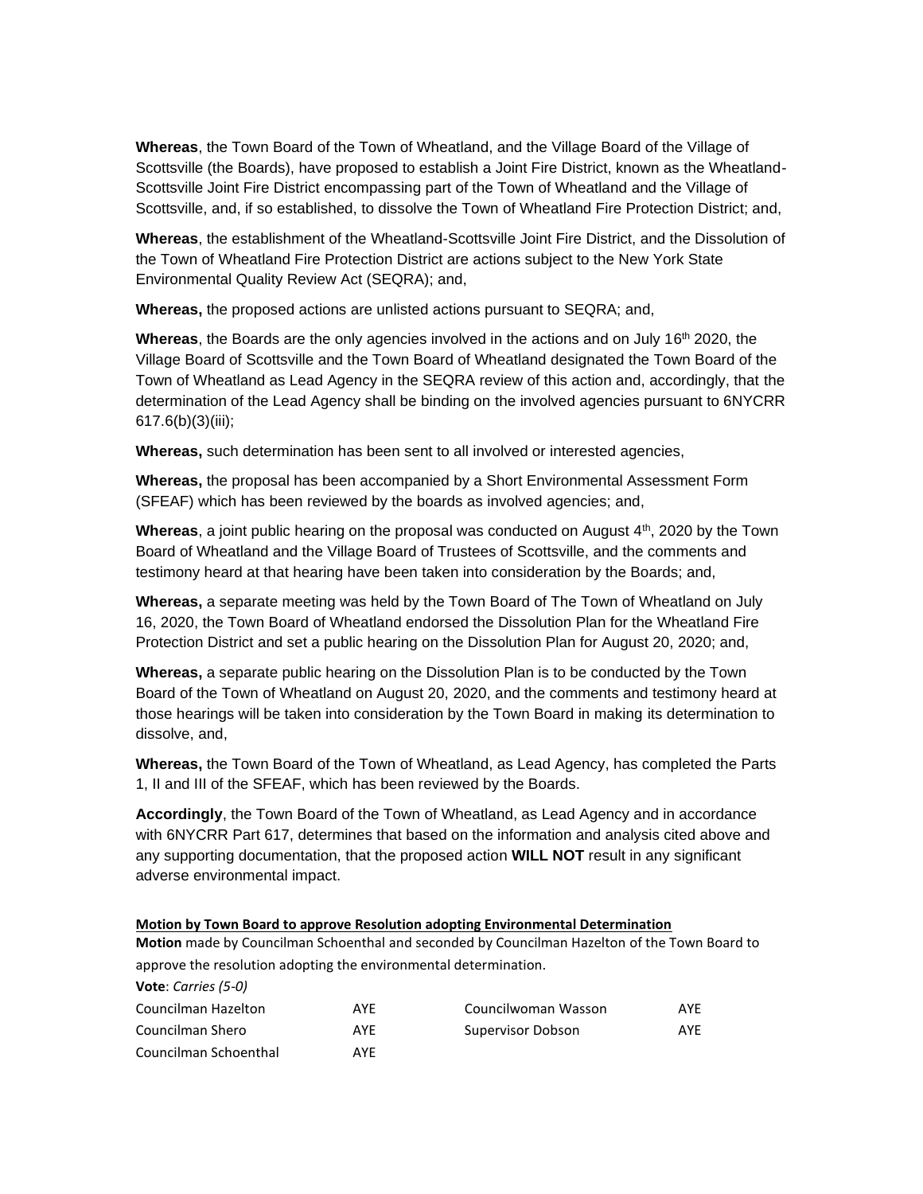**Whereas**, the Town Board of the Town of Wheatland, and the Village Board of the Village of Scottsville (the Boards), have proposed to establish a Joint Fire District, known as the Wheatland-Scottsville Joint Fire District encompassing part of the Town of Wheatland and the Village of Scottsville, and, if so established, to dissolve the Town of Wheatland Fire Protection District; and,

**Whereas**, the establishment of the Wheatland-Scottsville Joint Fire District, and the Dissolution of the Town of Wheatland Fire Protection District are actions subject to the New York State Environmental Quality Review Act (SEQRA); and,

**Whereas,** the proposed actions are unlisted actions pursuant to SEQRA; and,

**Whereas**, the Boards are the only agencies involved in the actions and on July 16th 2020, the Village Board of Scottsville and the Town Board of Wheatland designated the Town Board of the Town of Wheatland as Lead Agency in the SEQRA review of this action and, accordingly, that the determination of the Lead Agency shall be binding on the involved agencies pursuant to 6NYCRR 617.6(b)(3)(iii);

**Whereas,** such determination has been sent to all involved or interested agencies,

**Whereas,** the proposal has been accompanied by a Short Environmental Assessment Form (SFEAF) which has been reviewed by the boards as involved agencies; and,

**Whereas**, a joint public hearing on the proposal was conducted on August 4th, 2020 by the Town Board of Wheatland and the Village Board of Trustees of Scottsville, and the comments and testimony heard at that hearing have been taken into consideration by the Boards; and,

**Whereas,** a separate meeting was held by the Town Board of The Town of Wheatland on July 16, 2020, the Town Board of Wheatland endorsed the Dissolution Plan for the Wheatland Fire Protection District and set a public hearing on the Dissolution Plan for August 20, 2020; and,

**Whereas,** a separate public hearing on the Dissolution Plan is to be conducted by the Town Board of the Town of Wheatland on August 20, 2020, and the comments and testimony heard at those hearings will be taken into consideration by the Town Board in making its determination to dissolve, and,

**Whereas,** the Town Board of the Town of Wheatland, as Lead Agency, has completed the Parts 1, II and III of the SFEAF, which has been reviewed by the Boards.

**Accordingly**, the Town Board of the Town of Wheatland, as Lead Agency and in accordance with 6NYCRR Part 617, determines that based on the information and analysis cited above and any supporting documentation, that the proposed action **WILL NOT** result in any significant adverse environmental impact.

**Motion by Town Board to approve Resolution adopting Environmental Determination**

**Motion** made by Councilman Schoenthal and seconded by Councilman Hazelton of the Town Board to approve the resolution adopting the environmental determination.

**Vote**: *Carries (5-0)*

| | | | |
|---|---|---|---|
| Councilman Hazelton | AYE | Councilwoman Wasson | AYE |
| Councilman Shero | AYE | Supervisor Dobson | AYE |
| Councilman Schoenthal | AYE | | |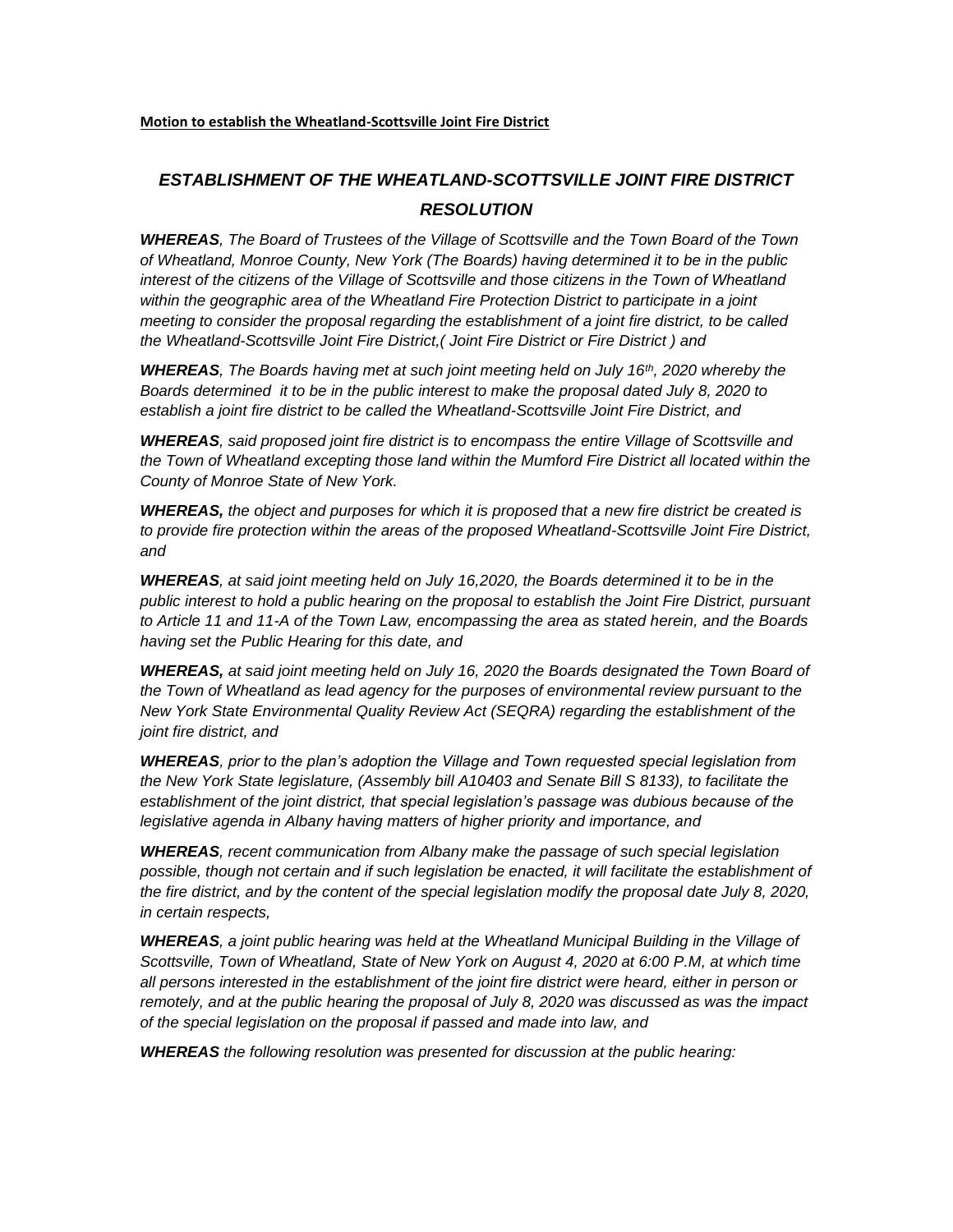**Motion to establish the Wheatland-Scottsville Joint Fire District**

## *ESTABLISHMENT OF THE WHEATLAND-SCOTTSVILLE JOINT FIRE DISTRICT RESOLUTION*

***WHEREAS**, The Board of Trustees of the Village of Scottsville and the Town Board of the Town of Wheatland, Monroe County, New York (The Boards) having determined it to be in the public interest of the citizens of the Village of Scottsville and those citizens in the Town of Wheatland within the geographic area of the Wheatland Fire Protection District to participate in a joint meeting to consider the proposal regarding the establishment of a joint fire district, to be called the Wheatland-Scottsville Joint Fire District,( Joint Fire District or Fire District ) and*

***WHEREAS**, The Boards having met at such joint meeting held on July 16th, 2020 whereby the Boards determined it to be in the public interest to make the proposal dated July 8, 2020 to establish a joint fire district to be called the Wheatland-Scottsville Joint Fire District, and*

***WHEREAS**, said proposed joint fire district is to encompass the entire Village of Scottsville and the Town of Wheatland excepting those land within the Mumford Fire District all located within the County of Monroe State of New York.*

***WHEREAS,** the object and purposes for which it is proposed that a new fire district be created is to provide fire protection within the areas of the proposed Wheatland-Scottsville Joint Fire District, and*

***WHEREAS**, at said joint meeting held on July 16,2020, the Boards determined it to be in the public interest to hold a public hearing on the proposal to establish the Joint Fire District, pursuant to Article 11 and 11-A of the Town Law, encompassing the area as stated herein, and the Boards having set the Public Hearing for this date, and*

***WHEREAS,** at said joint meeting held on July 16, 2020 the Boards designated the Town Board of the Town of Wheatland as lead agency for the purposes of environmental review pursuant to the New York State Environmental Quality Review Act (SEQRA) regarding the establishment of the joint fire district, and*

***WHEREAS**, prior to the plan's adoption the Village and Town requested special legislation from the New York State legislature, (Assembly bill A10403 and Senate Bill S 8133), to facilitate the establishment of the joint district, that special legislation's passage was dubious because of the legislative agenda in Albany having matters of higher priority and importance, and*

***WHEREAS**, recent communication from Albany make the passage of such special legislation possible, though not certain and if such legislation be enacted, it will facilitate the establishment of the fire district, and by the content of the special legislation modify the proposal date July 8, 2020, in certain respects,*

***WHEREAS**, a joint public hearing was held at the Wheatland Municipal Building in the Village of Scottsville, Town of Wheatland, State of New York on August 4, 2020 at 6:00 P.M, at which time all persons interested in the establishment of the joint fire district were heard, either in person or remotely, and at the public hearing the proposal of July 8, 2020 was discussed as was the impact of the special legislation on the proposal if passed and made into law, and*

***WHEREAS** the following resolution was presented for discussion at the public hearing:*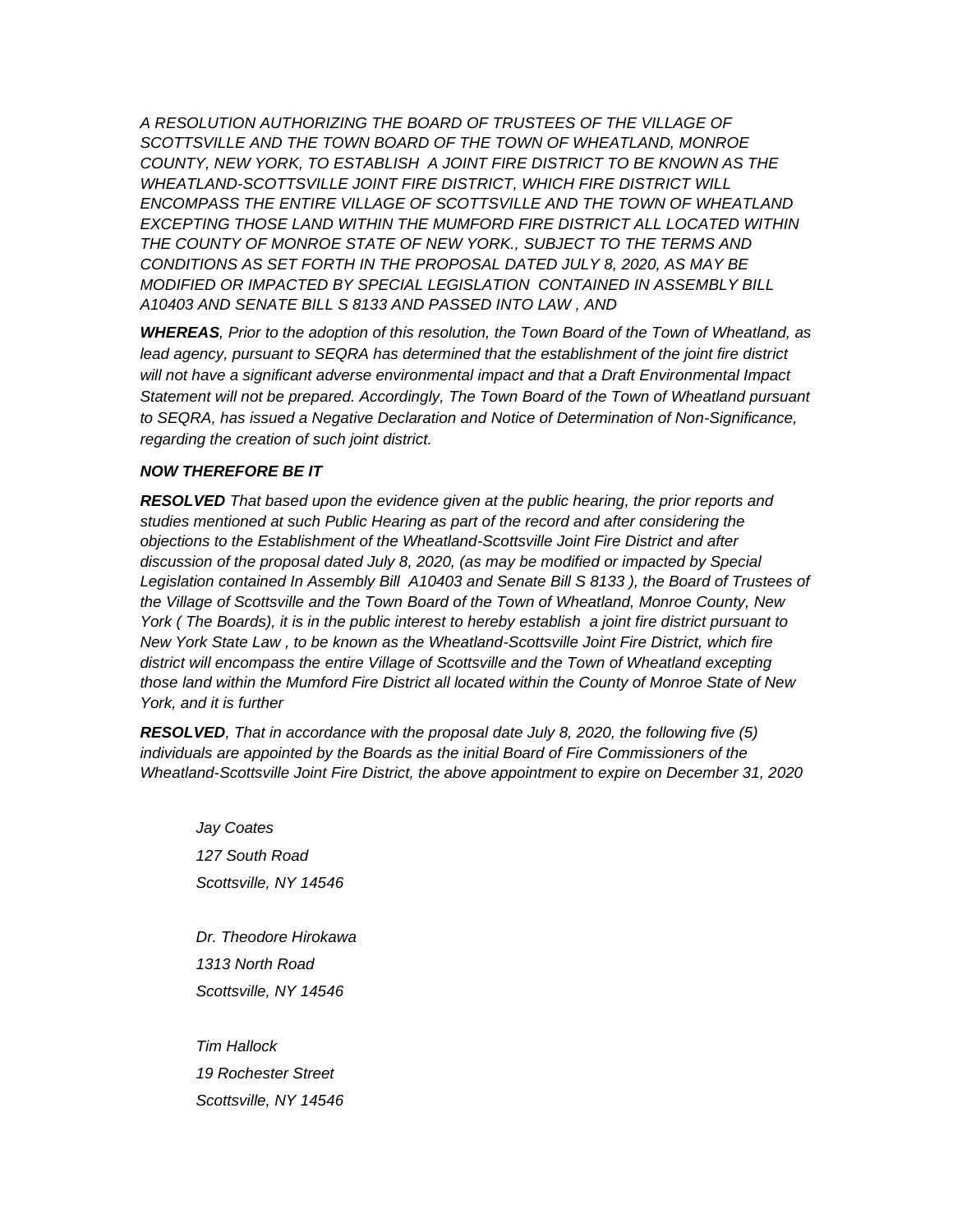*A RESOLUTION AUTHORIZING THE BOARD OF TRUSTEES OF THE VILLAGE OF SCOTTSVILLE AND THE TOWN BOARD OF THE TOWN OF WHEATLAND, MONROE COUNTY, NEW YORK, TO ESTABLISH A JOINT FIRE DISTRICT TO BE KNOWN AS THE WHEATLAND-SCOTTSVILLE JOINT FIRE DISTRICT, WHICH FIRE DISTRICT WILL ENCOMPASS THE ENTIRE VILLAGE OF SCOTTSVILLE AND THE TOWN OF WHEATLAND EXCEPTING THOSE LAND WITHIN THE MUMFORD FIRE DISTRICT ALL LOCATED WITHIN THE COUNTY OF MONROE STATE OF NEW YORK., SUBJECT TO THE TERMS AND CONDITIONS AS SET FORTH IN THE PROPOSAL DATED JULY 8, 2020, AS MAY BE MODIFIED OR IMPACTED BY SPECIAL LEGISLATION CONTAINED IN ASSEMBLY BILL A10403 AND SENATE BILL S 8133 AND PASSED INTO LAW , AND*

***WHEREAS**, Prior to the adoption of this resolution, the Town Board of the Town of Wheatland, as lead agency, pursuant to SEQRA has determined that the establishment of the joint fire district will not have a significant adverse environmental impact and that a Draft Environmental Impact Statement will not be prepared. Accordingly, The Town Board of the Town of Wheatland pursuant to SEQRA, has issued a Negative Declaration and Notice of Determination of Non-Significance, regarding the creation of such joint district.*

***NOW THEREFORE BE IT***

***RESOLVED** That based upon the evidence given at the public hearing, the prior reports and studies mentioned at such Public Hearing as part of the record and after considering the objections to the Establishment of the Wheatland-Scottsville Joint Fire District and after discussion of the proposal dated July 8, 2020, (as may be modified or impacted by Special Legislation contained In Assembly Bill A10403 and Senate Bill S 8133 ), the Board of Trustees of the Village of Scottsville and the Town Board of the Town of Wheatland, Monroe County, New York ( The Boards), it is in the public interest to hereby establish a joint fire district pursuant to New York State Law , to be known as the Wheatland-Scottsville Joint Fire District, which fire district will encompass the entire Village of Scottsville and the Town of Wheatland excepting those land within the Mumford Fire District all located within the County of Monroe State of New York, and it is further*

***RESOLVED**, That in accordance with the proposal date July 8, 2020, the following five (5) individuals are appointed by the Boards as the initial Board of Fire Commissioners of the Wheatland-Scottsville Joint Fire District, the above appointment to expire on December 31, 2020*

*Jay Coates*
*127 South Road*
*Scottsville, NY 14546*

*Dr. Theodore Hirokawa*
*1313 North Road*
*Scottsville, NY 14546*

*Tim Hallock*
*19 Rochester Street*
*Scottsville, NY 14546*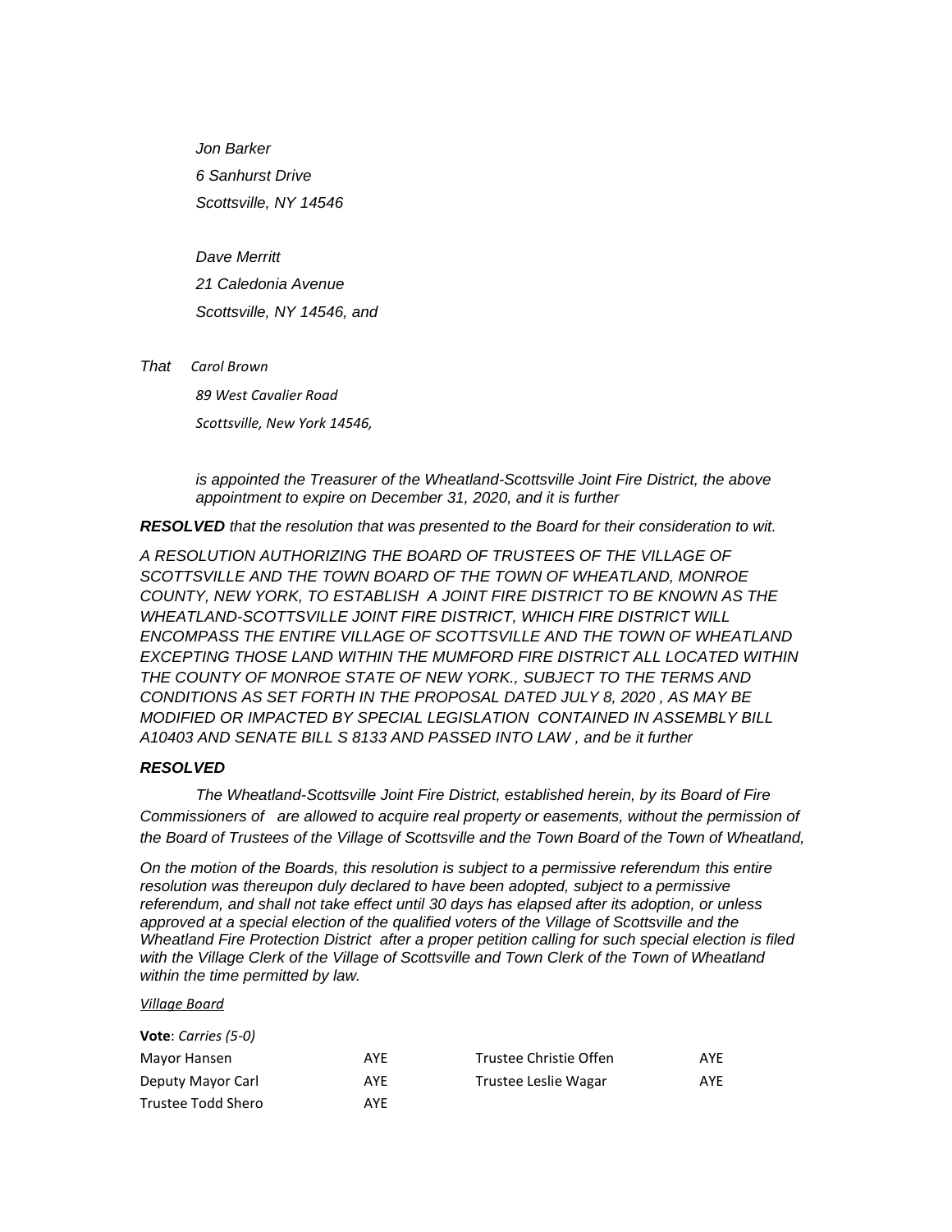*Jon Barker*

*6 Sanhurst Drive*

*Scottsville, NY 14546*

*Dave Merritt*

*21 Caledonia Avenue*

*Scottsville, NY 14546, and*

*That* *Carol Brown*

*89 West Cavalier Road*

*Scottsville, New York 14546,*

*is appointed the Treasurer of the Wheatland-Scottsville Joint Fire District, the above appointment to expire on December 31, 2020, and it is further*

***RESOLVED** that the resolution that was presented to the Board for their consideration to wit.*

*A RESOLUTION AUTHORIZING THE BOARD OF TRUSTEES OF THE VILLAGE OF SCOTTSVILLE AND THE TOWN BOARD OF THE TOWN OF WHEATLAND, MONROE COUNTY, NEW YORK, TO ESTABLISH A JOINT FIRE DISTRICT TO BE KNOWN AS THE WHEATLAND-SCOTTSVILLE JOINT FIRE DISTRICT, WHICH FIRE DISTRICT WILL ENCOMPASS THE ENTIRE VILLAGE OF SCOTTSVILLE AND THE TOWN OF WHEATLAND EXCEPTING THOSE LAND WITHIN THE MUMFORD FIRE DISTRICT ALL LOCATED WITHIN THE COUNTY OF MONROE STATE OF NEW YORK., SUBJECT TO THE TERMS AND CONDITIONS AS SET FORTH IN THE PROPOSAL DATED JULY 8, 2020 , AS MAY BE MODIFIED OR IMPACTED BY SPECIAL LEGISLATION CONTAINED IN ASSEMBLY BILL A10403 AND SENATE BILL S 8133 AND PASSED INTO LAW , and be it further*

***RESOLVED***

*The Wheatland-Scottsville Joint Fire District, established herein, by its Board of Fire Commissioners of are allowed to acquire real property or easements, without the permission of the Board of Trustees of the Village of Scottsville and the Town Board of the Town of Wheatland,*

*On the motion of the Boards, this resolution is subject to a permissive referendum this entire resolution was thereupon duly declared to have been adopted, subject to a permissive referendum, and shall not take effect until 30 days has elapsed after its adoption, or unless approved at a special election of the qualified voters of the Village of Scottsville and the Wheatland Fire Protection District after a proper petition calling for such special election is filed with the Village Clerk of the Village of Scottsville and Town Clerk of the Town of Wheatland within the time permitted by law.*

*Village Board*

**Vote**: *Carries (5-0)*

| | | | |
|---|---|---|---|
| Mayor Hansen | AYE | Trustee Christie Offen | AYE |
| Deputy Mayor Carl | AYE | Trustee Leslie Wagar | AYE |
| Trustee Todd Shero | AYE | | |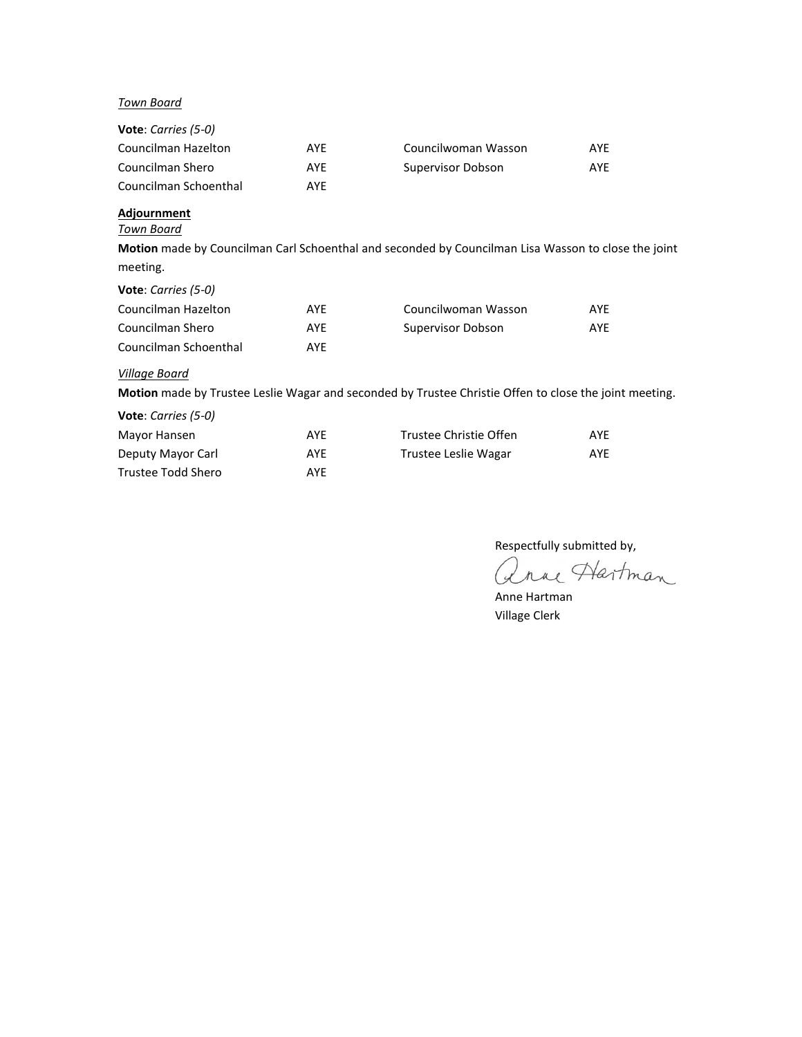*Town Board*

**Vote**: *Carries (5-0)*

| | | | |
|---|---|---|---|
| Councilman Hazelton | AYE | Councilwoman Wasson | AYE |
| Councilman Shero | AYE | Supervisor Dobson | AYE |
| Councilman Schoenthal | AYE | | |

**Adjournment**

*Town Board*

**Motion** made by Councilman Carl Schoenthal and seconded by Councilman Lisa Wasson to close the joint meeting.

**Vote**: *Carries (5-0)*

| | | | |
|---|---|---|---|
| Councilman Hazelton | AYE | Councilwoman Wasson | AYE |
| Councilman Shero | AYE | Supervisor Dobson | AYE |
| Councilman Schoenthal | AYE | | |

*Village Board*

**Motion** made by Trustee Leslie Wagar and seconded by Trustee Christie Offen to close the joint meeting.

**Vote**: *Carries (5-0)*

| | | | |
|---|---|---|---|
| Mayor Hansen | AYE | Trustee Christie Offen | AYE |
| Deputy Mayor Carl | AYE | Trustee Leslie Wagar | AYE |
| Trustee Todd Shero | AYE | | |

Respectfully submitted by,

Anne Hartman

Anne Hartman
Village Clerk